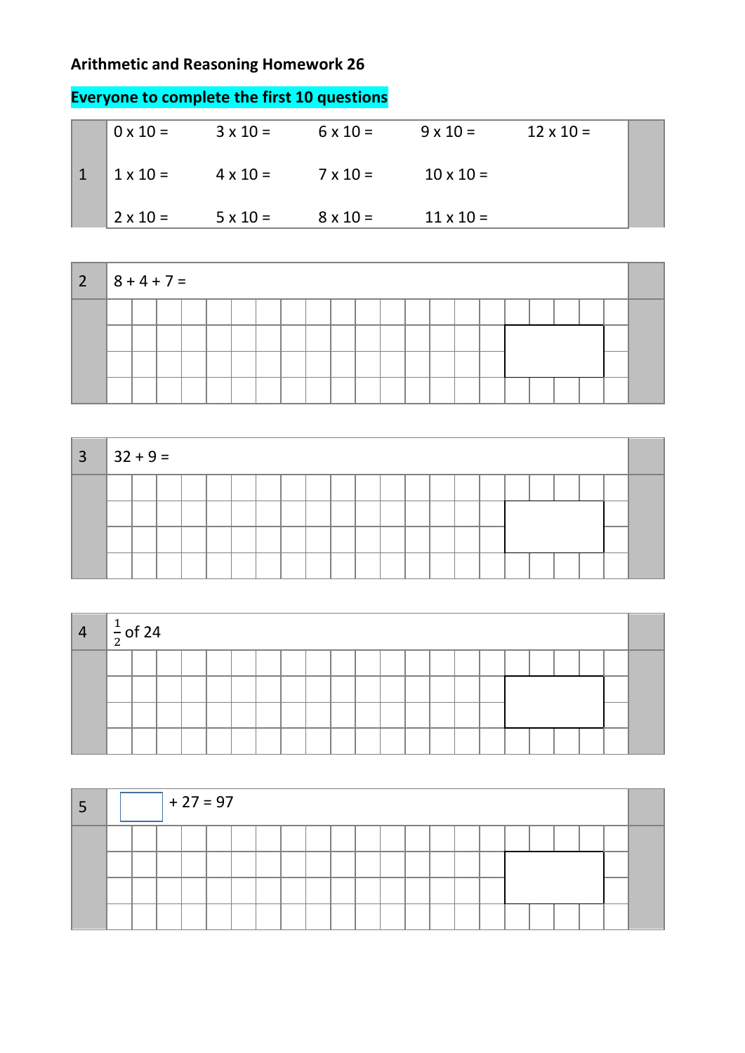**Arithmetic and Reasoning Homework 26**

**Everyone to complete the first 10 questions**

| | | | | | |
|---|---|---|---|---|---|
| 1 | 0 x 10 = | 3 x 10 = | 6 x 10 = | 9 x 10 = | 12 x 10 = |
| | 1 x 10 = | 4 x 10 = | 7 x 10 = | 10 x 10 = | |
| | 2 x 10 = | 5 x 10 = | 8 x 10 = | 11 x 10 = | |

**2** 8 + 4 + 7 =

**3** 32 + 9 =

**4** $\frac{1}{2}$ of 24

**5** ☐ + 27 = 97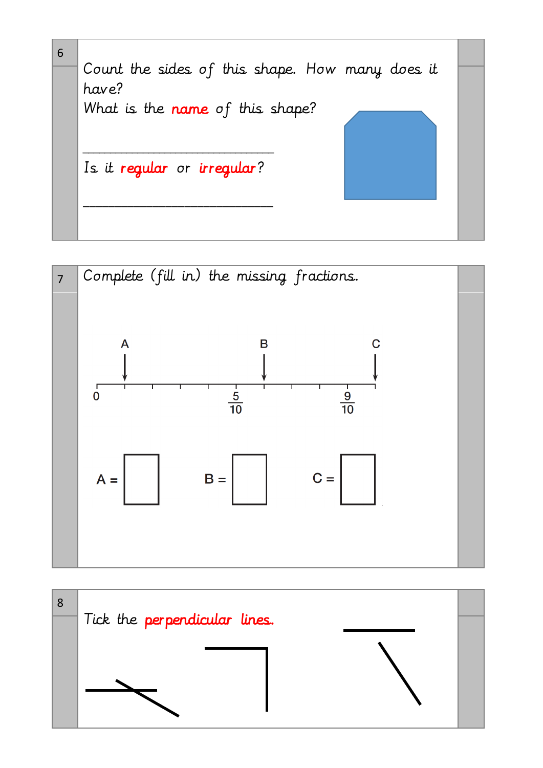6

Count the sides of this shape. How many does it have?

What is the **name** of this shape?

\_\_\_\_\_\_\_\_\_\_\_\_\_\_\_\_\_\_\_\_\_\_\_\_\_\_\_\_

Is it **regular** or **irregular**?

\_\_\_\_\_\_\_\_\_\_\_\_\_\_\_\_\_\_\_\_\_\_\_\_\_\_\_\_

7

Complete (fill in) the missing fractions.

A B C

0 $\frac{5}{10}$ $\frac{9}{10}$

A = ☐ B = ☐ C = ☐

8

Tick the **perpendicular lines.**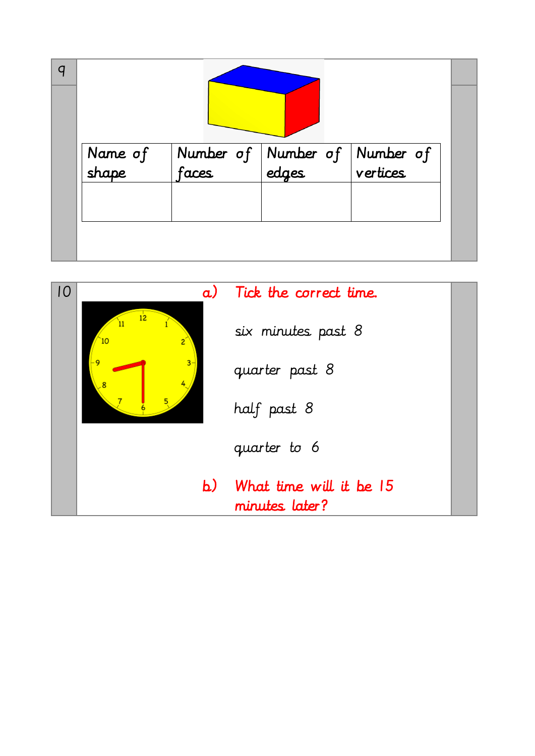9

| Name of shape | Number of faces | Number of edges | Number of vertices |
|---|---|---|---|
| | | | |

10

a) Tick the correct time.

six minutes past 8

quarter past 8

half past 8

quarter to 6

b) What time will it be 15 minutes later?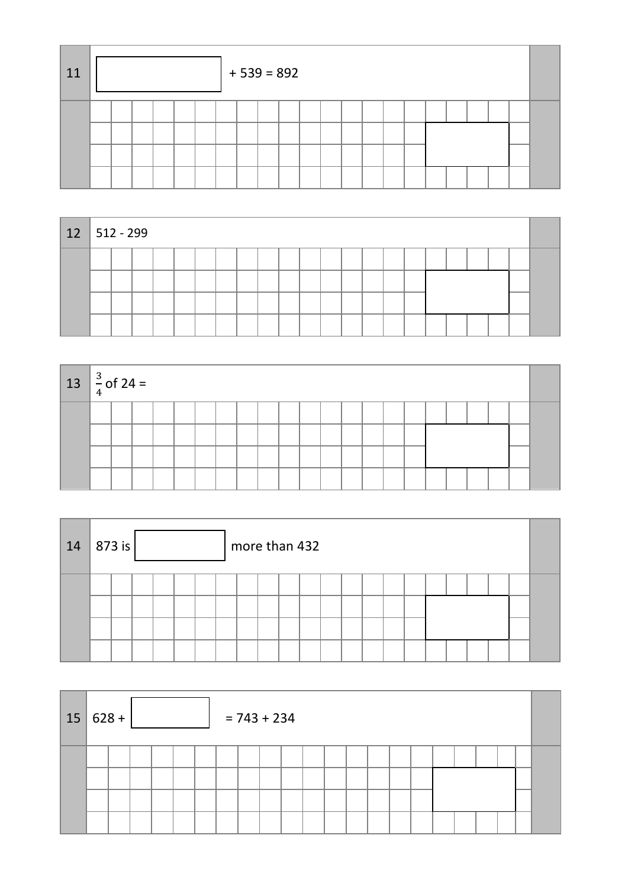11 $\boxed{\phantom{000}}$ + 539 = 892

12 512 - 299

13 $\frac{3}{4}$ of 24 =

14 873 is $\boxed{\phantom{000}}$ more than 432

15 628 + $\boxed{\phantom{000}}$ = 743 + 234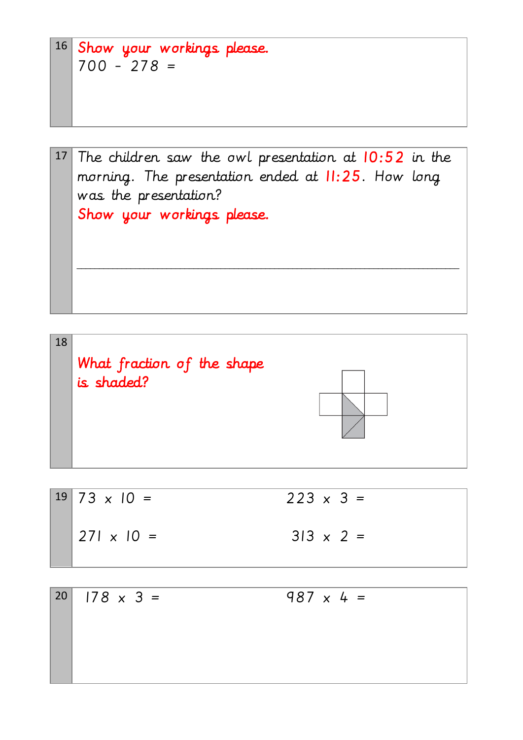16

Show your workings please.

700 - 278 =

17

The children saw the owl presentation at 10:52 in the morning. The presentation ended at 11:25. How long was the presentation?

Show your workings please.

18

What fraction of the shape is shaded?

19

73 x 10 =

223 x 3 =

271 x 10 =

313 x 2 =

20

178 x 3 =

987 x 4 =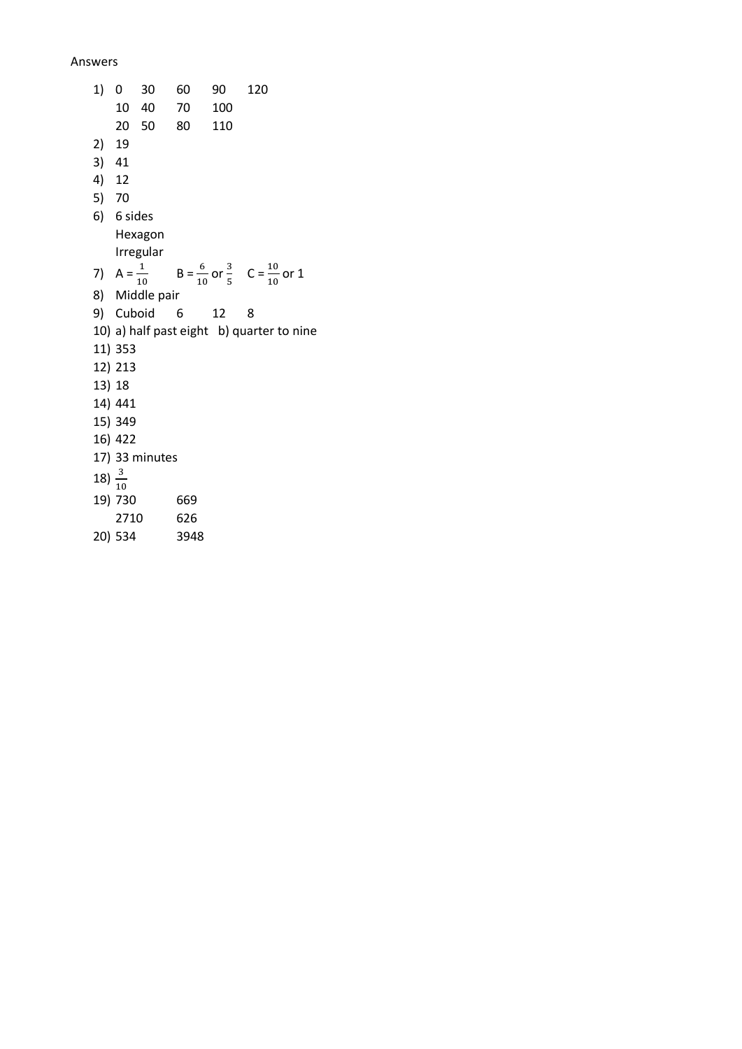Answers

1) 

| | | | | |
|---|---|---|---|---|
| 0 | 30 | 60 | 90 | 120 |
| 10 | 40 | 70 | 100 | |
| 20 | 50 | 80 | 110 | |

2) 19
3) 41
4) 12
5) 70
6) 6 sides
   Hexagon
   Irregular
7) A = $\frac{1}{10}$  B = $\frac{6}{10}$ or $\frac{3}{5}$  C = $\frac{10}{10}$ or 1
8) Middle pair
9) Cuboid  6  12  8
10) a) half past eight  b) quarter to nine
11) 353
12) 213
13) 18
14) 441
15) 349
16) 422
17) 33 minutes
18) $\frac{3}{10}$
19) 730  669
    2710  626
20) 534  3948